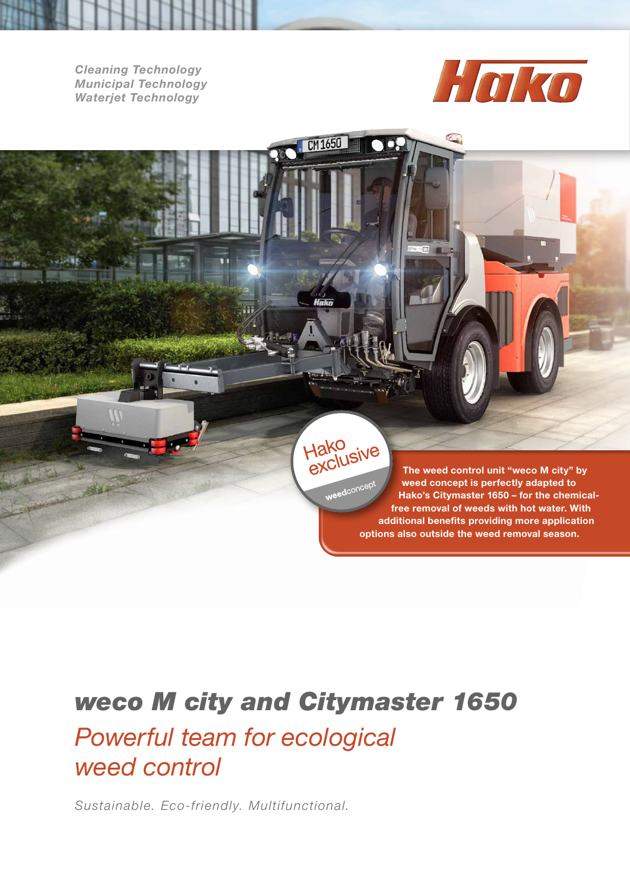*Cleaning Technology*
*Municipal Technology*
*Waterjet Technology*

Hako exclusive

weedconcept

**The weed control unit "weco M city" by weed concept is perfectly adapted to Hako's Citymaster 1650 – for the chemical-free removal of weeds with hot water. With additional benefits providing more application options also outside the weed removal season.**

# *weco M city and Citymaster 1650*

## *Powerful team for ecological weed control*

*Sustainable. Eco-friendly. Multifunctional.*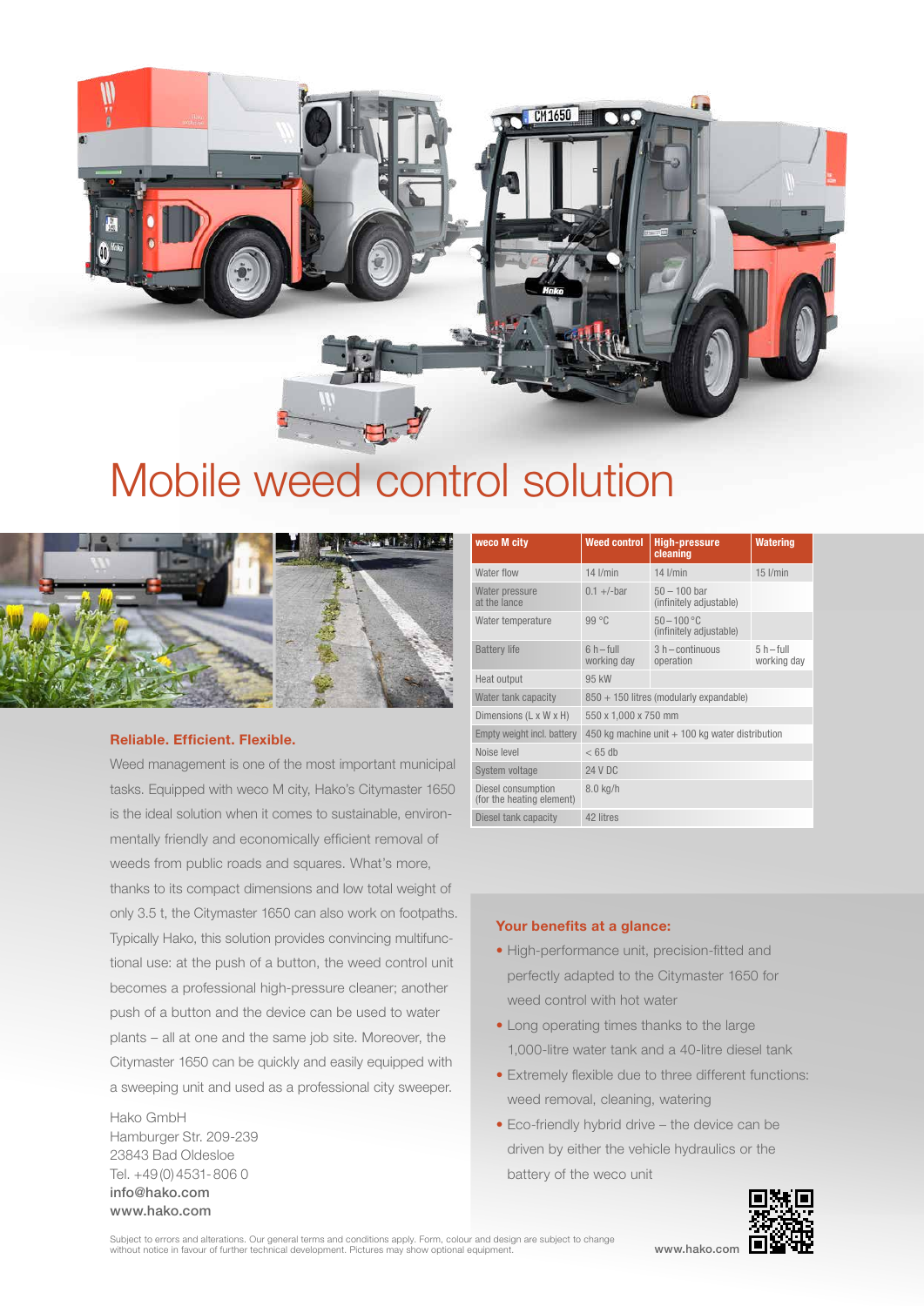# Mobile weed control solution

| weco M city | Weed control | High-pressure cleaning | Watering |
|---|---|---|---|
| Water flow | 14 l/min | 14 l/min | 15 l/min |
| Water pressure at the lance | 0.1 +/-bar | 50 – 100 bar (infinitely adjustable) | |
| Water temperature | 99 °C | 50 – 100 °C (infinitely adjustable) | |
| Battery life | 6 h – full working day | 3 h – continuous operation | 5 h – full working day |
| Heat output | 95 kW | | |
| Water tank capacity | 850 + 150 litres (modularly expandable) | | |
| Dimensions (L x W x H) | 550 x 1,000 x 750 mm | | |
| Empty weight incl. battery | 450 kg machine unit + 100 kg water distribution | | |
| Noise level | < 65 db | | |
| System voltage | 24 V DC | | |
| Diesel consumption (for the heating element) | 8.0 kg/h | | |
| Diesel tank capacity | 42 litres | | |

### Reliable. Efficient. Flexible.

Weed management is one of the most important municipal tasks. Equipped with weco M city, Hako's Citymaster 1650 is the ideal solution when it comes to sustainable, environmentally friendly and economically efficient removal of weeds from public roads and squares. What's more, thanks to its compact dimensions and low total weight of only 3.5 t, the Citymaster 1650 can also work on footpaths. Typically Hako, this solution provides convincing multifunctional use: at the push of a button, the weed control unit becomes a professional high-pressure cleaner; another push of a button and the device can be used to water plants – all at one and the same job site. Moreover, the Citymaster 1650 can be quickly and easily equipped with a sweeping unit and used as a professional city sweeper.

Hako GmbH
Hamburger Str. 209-239
23843 Bad Oldesloe
Tel. +49 (0) 4531-806 0
**info@hako.com**
**www.hako.com**

### Your benefits at a glance:

- High-performance unit, precision-fitted and perfectly adapted to the Citymaster 1650 for weed control with hot water
- Long operating times thanks to the large 1,000-litre water tank and a 40-litre diesel tank
- Extremely flexible due to three different functions: weed removal, cleaning, watering
- Eco-friendly hybrid drive – the device can be driven by either the vehicle hydraulics or the battery of the weco unit

Subject to errors and alterations. Our general terms and conditions apply. Form, colour and design are subject to change without notice in favour of further technical development. Pictures may show optional equipment.

www.hako.com